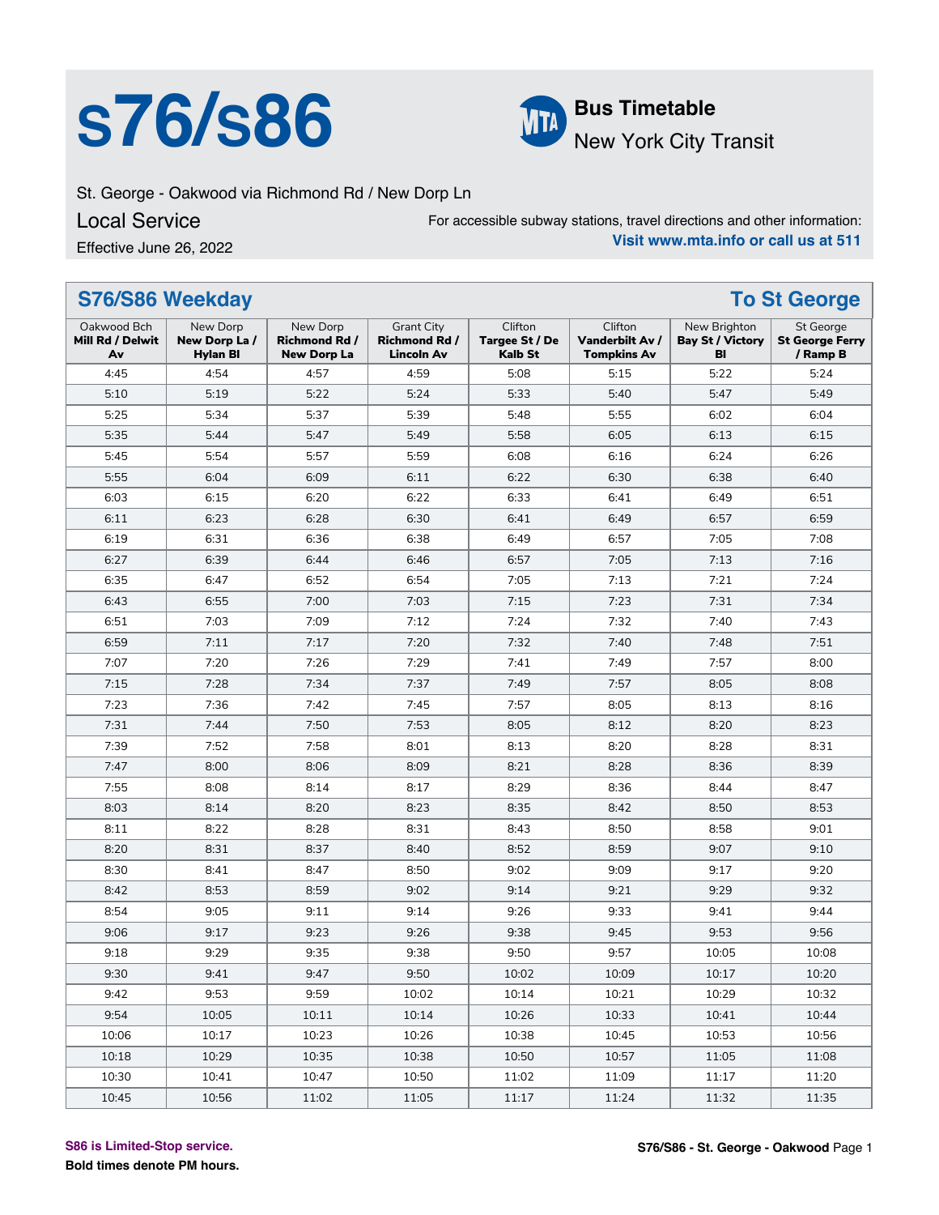# s76/s86

**Bus Timetable**

New York City Transit

St. George - Oakwood via Richmond Rd / New Dorp Ln

Local Service

Effective June 26, 2022

For accessible subway stations, travel directions and other information:
**Visit www.mta.info or call us at 511**

## S76/S86 Weekday — To St George

| Oakwood Bch **Mill Rd / Delwit Av** | New Dorp **New Dorp La / Hylan Bl** | New Dorp **Richmond Rd / New Dorp La** | Grant City **Richmond Rd / Lincoln Av** | Clifton **Targee St / De Kalb St** | Clifton **Vanderbilt Av / Tompkins Av** | New Brighton **Bay St / Victory Bl** | St George **St George Ferry / Ramp B** |
|---|---|---|---|---|---|---|---|
| 4:45 | 4:54 | 4:57 | 4:59 | 5:08 | 5:15 | 5:22 | 5:24 |
| 5:10 | 5:19 | 5:22 | 5:24 | 5:33 | 5:40 | 5:47 | 5:49 |
| 5:25 | 5:34 | 5:37 | 5:39 | 5:48 | 5:55 | 6:02 | 6:04 |
| 5:35 | 5:44 | 5:47 | 5:49 | 5:58 | 6:05 | 6:13 | 6:15 |
| 5:45 | 5:54 | 5:57 | 5:59 | 6:08 | 6:16 | 6:24 | 6:26 |
| 5:55 | 6:04 | 6:09 | 6:11 | 6:22 | 6:30 | 6:38 | 6:40 |
| 6:03 | 6:15 | 6:20 | 6:22 | 6:33 | 6:41 | 6:49 | 6:51 |
| 6:11 | 6:23 | 6:28 | 6:30 | 6:41 | 6:49 | 6:57 | 6:59 |
| 6:19 | 6:31 | 6:36 | 6:38 | 6:49 | 6:57 | 7:05 | 7:08 |
| 6:27 | 6:39 | 6:44 | 6:46 | 6:57 | 7:05 | 7:13 | 7:16 |
| 6:35 | 6:47 | 6:52 | 6:54 | 7:05 | 7:13 | 7:21 | 7:24 |
| 6:43 | 6:55 | 7:00 | 7:03 | 7:15 | 7:23 | 7:31 | 7:34 |
| 6:51 | 7:03 | 7:09 | 7:12 | 7:24 | 7:32 | 7:40 | 7:43 |
| 6:59 | 7:11 | 7:17 | 7:20 | 7:32 | 7:40 | 7:48 | 7:51 |
| 7:07 | 7:20 | 7:26 | 7:29 | 7:41 | 7:49 | 7:57 | 8:00 |
| 7:15 | 7:28 | 7:34 | 7:37 | 7:49 | 7:57 | 8:05 | 8:08 |
| 7:23 | 7:36 | 7:42 | 7:45 | 7:57 | 8:05 | 8:13 | 8:16 |
| 7:31 | 7:44 | 7:50 | 7:53 | 8:05 | 8:12 | 8:20 | 8:23 |
| 7:39 | 7:52 | 7:58 | 8:01 | 8:13 | 8:20 | 8:28 | 8:31 |
| 7:47 | 8:00 | 8:06 | 8:09 | 8:21 | 8:28 | 8:36 | 8:39 |
| 7:55 | 8:08 | 8:14 | 8:17 | 8:29 | 8:36 | 8:44 | 8:47 |
| 8:03 | 8:14 | 8:20 | 8:23 | 8:35 | 8:42 | 8:50 | 8:53 |
| 8:11 | 8:22 | 8:28 | 8:31 | 8:43 | 8:50 | 8:58 | 9:01 |
| 8:20 | 8:31 | 8:37 | 8:40 | 8:52 | 8:59 | 9:07 | 9:10 |
| 8:30 | 8:41 | 8:47 | 8:50 | 9:02 | 9:09 | 9:17 | 9:20 |
| 8:42 | 8:53 | 8:59 | 9:02 | 9:14 | 9:21 | 9:29 | 9:32 |
| 8:54 | 9:05 | 9:11 | 9:14 | 9:26 | 9:33 | 9:41 | 9:44 |
| 9:06 | 9:17 | 9:23 | 9:26 | 9:38 | 9:45 | 9:53 | 9:56 |
| 9:18 | 9:29 | 9:35 | 9:38 | 9:50 | 9:57 | 10:05 | 10:08 |
| 9:30 | 9:41 | 9:47 | 9:50 | 10:02 | 10:09 | 10:17 | 10:20 |
| 9:42 | 9:53 | 9:59 | 10:02 | 10:14 | 10:21 | 10:29 | 10:32 |
| 9:54 | 10:05 | 10:11 | 10:14 | 10:26 | 10:33 | 10:41 | 10:44 |
| 10:06 | 10:17 | 10:23 | 10:26 | 10:38 | 10:45 | 10:53 | 10:56 |
| 10:18 | 10:29 | 10:35 | 10:38 | 10:50 | 10:57 | 11:05 | 11:08 |
| 10:30 | 10:41 | 10:47 | 10:50 | 11:02 | 11:09 | 11:17 | 11:20 |
| 10:45 | 10:56 | 11:02 | 11:05 | 11:17 | 11:24 | 11:32 | 11:35 |

S86 is Limited-Stop service.

**Bold times denote PM hours.**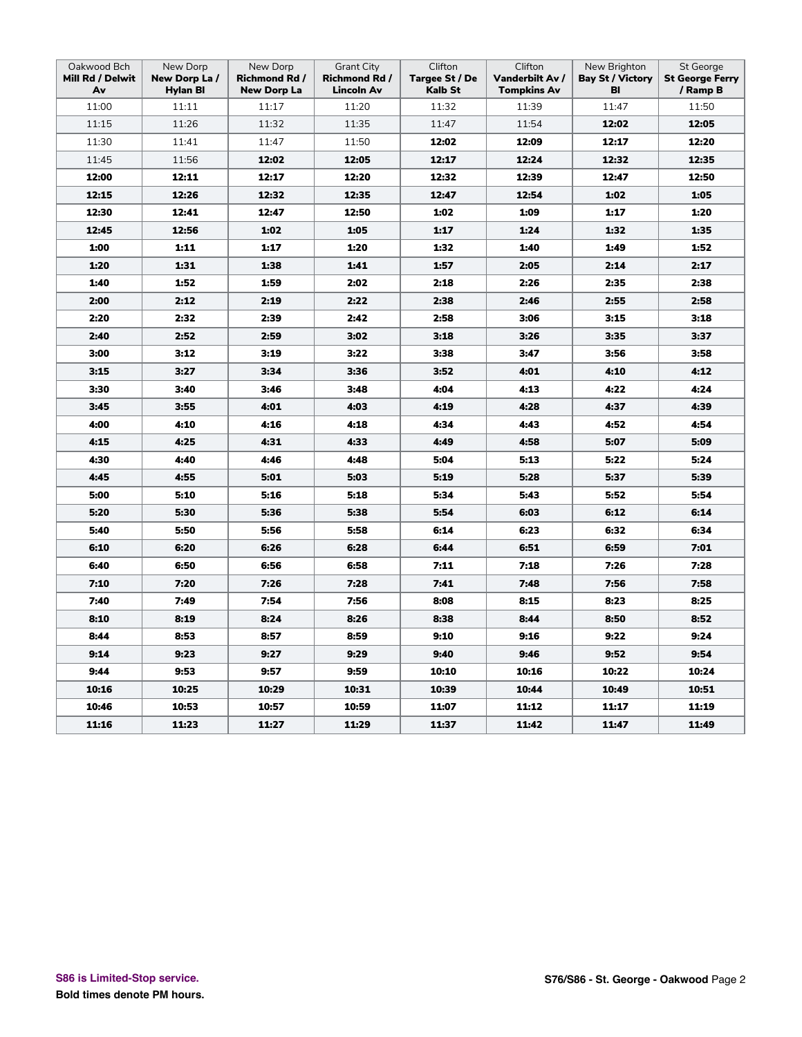| Oakwood Bch **Mill Rd / Delwit Av** | New Dorp **New Dorp La / Hylan Bl** | New Dorp **Richmond Rd / New Dorp La** | Grant City **Richmond Rd / Lincoln Av** | Clifton **Targee St / De Kalb St** | Clifton **Vanderbilt Av / Tompkins Av** | New Brighton **Bay St / Victory Bl** | St George **St George Ferry / Ramp B** |
|---|---|---|---|---|---|---|---|
| 11:00 | 11:11 | 11:17 | 11:20 | 11:32 | 11:39 | 11:47 | 11:50 |
| 11:15 | 11:26 | 11:32 | 11:35 | 11:47 | 11:54 | **12:02** | **12:05** |
| 11:30 | 11:41 | 11:47 | 11:50 | **12:02** | **12:09** | **12:17** | **12:20** |
| 11:45 | 11:56 | **12:02** | **12:05** | **12:17** | **12:24** | **12:32** | **12:35** |
| **12:00** | **12:11** | **12:17** | **12:20** | **12:32** | **12:39** | **12:47** | **12:50** |
| **12:15** | **12:26** | **12:32** | **12:35** | **12:47** | **12:54** | **1:02** | **1:05** |
| **12:30** | **12:41** | **12:47** | **12:50** | **1:02** | **1:09** | **1:17** | **1:20** |
| **12:45** | **12:56** | **1:02** | **1:05** | **1:17** | **1:24** | **1:32** | **1:35** |
| **1:00** | **1:11** | **1:17** | **1:20** | **1:32** | **1:40** | **1:49** | **1:52** |
| **1:20** | **1:31** | **1:38** | **1:41** | **1:57** | **2:05** | **2:14** | **2:17** |
| **1:40** | **1:52** | **1:59** | **2:02** | **2:18** | **2:26** | **2:35** | **2:38** |
| **2:00** | **2:12** | **2:19** | **2:22** | **2:38** | **2:46** | **2:55** | **2:58** |
| **2:20** | **2:32** | **2:39** | **2:42** | **2:58** | **3:06** | **3:15** | **3:18** |
| **2:40** | **2:52** | **2:59** | **3:02** | **3:18** | **3:26** | **3:35** | **3:37** |
| **3:00** | **3:12** | **3:19** | **3:22** | **3:38** | **3:47** | **3:56** | **3:58** |
| **3:15** | **3:27** | **3:34** | **3:36** | **3:52** | **4:01** | **4:10** | **4:12** |
| **3:30** | **3:40** | **3:46** | **3:48** | **4:04** | **4:13** | **4:22** | **4:24** |
| **3:45** | **3:55** | **4:01** | **4:03** | **4:19** | **4:28** | **4:37** | **4:39** |
| **4:00** | **4:10** | **4:16** | **4:18** | **4:34** | **4:43** | **4:52** | **4:54** |
| **4:15** | **4:25** | **4:31** | **4:33** | **4:49** | **4:58** | **5:07** | **5:09** |
| **4:30** | **4:40** | **4:46** | **4:48** | **5:04** | **5:13** | **5:22** | **5:24** |
| **4:45** | **4:55** | **5:01** | **5:03** | **5:19** | **5:28** | **5:37** | **5:39** |
| **5:00** | **5:10** | **5:16** | **5:18** | **5:34** | **5:43** | **5:52** | **5:54** |
| **5:20** | **5:30** | **5:36** | **5:38** | **5:54** | **6:03** | **6:12** | **6:14** |
| **5:40** | **5:50** | **5:56** | **5:58** | **6:14** | **6:23** | **6:32** | **6:34** |
| **6:10** | **6:20** | **6:26** | **6:28** | **6:44** | **6:51** | **6:59** | **7:01** |
| **6:40** | **6:50** | **6:56** | **6:58** | **7:11** | **7:18** | **7:26** | **7:28** |
| **7:10** | **7:20** | **7:26** | **7:28** | **7:41** | **7:48** | **7:56** | **7:58** |
| **7:40** | **7:49** | **7:54** | **7:56** | **8:08** | **8:15** | **8:23** | **8:25** |
| **8:10** | **8:19** | **8:24** | **8:26** | **8:38** | **8:44** | **8:50** | **8:52** |
| **8:44** | **8:53** | **8:57** | **8:59** | **9:10** | **9:16** | **9:22** | **9:24** |
| **9:14** | **9:23** | **9:27** | **9:29** | **9:40** | **9:46** | **9:52** | **9:54** |
| **9:44** | **9:53** | **9:57** | **9:59** | **10:10** | **10:16** | **10:22** | **10:24** |
| **10:16** | **10:25** | **10:29** | **10:31** | **10:39** | **10:44** | **10:49** | **10:51** |
| **10:46** | **10:53** | **10:57** | **10:59** | **11:07** | **11:12** | **11:17** | **11:19** |
| **11:16** | **11:23** | **11:27** | **11:29** | **11:37** | **11:42** | **11:47** | **11:49** |

**S86 is Limited-Stop service.**

**Bold times denote PM hours.**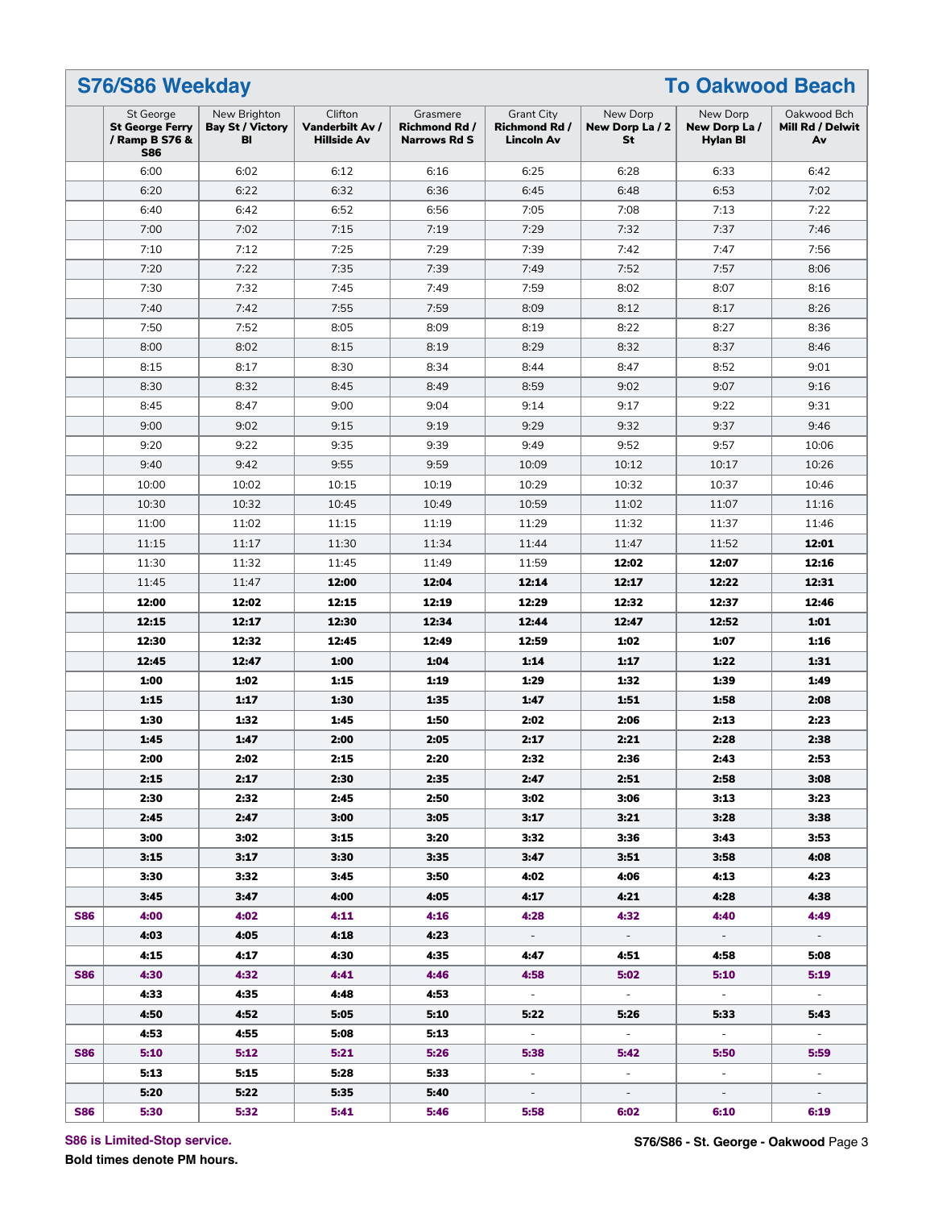## S76/S86 Weekday

## To Oakwood Beach

| | St George **St George Ferry / Ramp B S76 & S86** | New Brighton **Bay St / Victory Bl** | Clifton **Vanderbilt Av / Hillside Av** | Grasmere **Richmond Rd / Narrows Rd S** | Grant City **Richmond Rd / Lincoln Av** | New Dorp **New Dorp La / 2 St** | New Dorp **New Dorp La / Hylan Bl** | Oakwood Bch **Mill Rd / Delwit Av** |
|---|---|---|---|---|---|---|---|---|
| | 6:00 | 6:02 | 6:12 | 6:16 | 6:25 | 6:28 | 6:33 | 6:42 |
| | 6:20 | 6:22 | 6:32 | 6:36 | 6:45 | 6:48 | 6:53 | 7:02 |
| | 6:40 | 6:42 | 6:52 | 6:56 | 7:05 | 7:08 | 7:13 | 7:22 |
| | 7:00 | 7:02 | 7:15 | 7:19 | 7:29 | 7:32 | 7:37 | 7:46 |
| | 7:10 | 7:12 | 7:25 | 7:29 | 7:39 | 7:42 | 7:47 | 7:56 |
| | 7:20 | 7:22 | 7:35 | 7:39 | 7:49 | 7:52 | 7:57 | 8:06 |
| | 7:30 | 7:32 | 7:45 | 7:49 | 7:59 | 8:02 | 8:07 | 8:16 |
| | 7:40 | 7:42 | 7:55 | 7:59 | 8:09 | 8:12 | 8:17 | 8:26 |
| | 7:50 | 7:52 | 8:05 | 8:09 | 8:19 | 8:22 | 8:27 | 8:36 |
| | 8:00 | 8:02 | 8:15 | 8:19 | 8:29 | 8:32 | 8:37 | 8:46 |
| | 8:15 | 8:17 | 8:30 | 8:34 | 8:44 | 8:47 | 8:52 | 9:01 |
| | 8:30 | 8:32 | 8:45 | 8:49 | 8:59 | 9:02 | 9:07 | 9:16 |
| | 8:45 | 8:47 | 9:00 | 9:04 | 9:14 | 9:17 | 9:22 | 9:31 |
| | 9:00 | 9:02 | 9:15 | 9:19 | 9:29 | 9:32 | 9:37 | 9:46 |
| | 9:20 | 9:22 | 9:35 | 9:39 | 9:49 | 9:52 | 9:57 | 10:06 |
| | 9:40 | 9:42 | 9:55 | 9:59 | 10:09 | 10:12 | 10:17 | 10:26 |
| | 10:00 | 10:02 | 10:15 | 10:19 | 10:29 | 10:32 | 10:37 | 10:46 |
| | 10:30 | 10:32 | 10:45 | 10:49 | 10:59 | 11:02 | 11:07 | 11:16 |
| | 11:00 | 11:02 | 11:15 | 11:19 | 11:29 | 11:32 | 11:37 | 11:46 |
| | 11:15 | 11:17 | 11:30 | 11:34 | 11:44 | 11:47 | 11:52 | **12:01** |
| | 11:30 | 11:32 | 11:45 | 11:49 | 11:59 | **12:02** | **12:07** | **12:16** |
| | 11:45 | 11:47 | **12:00** | **12:04** | **12:14** | **12:17** | **12:22** | **12:31** |
| | **12:00** | **12:02** | **12:15** | **12:19** | **12:29** | **12:32** | **12:37** | **12:46** |
| | **12:15** | **12:17** | **12:30** | **12:34** | **12:44** | **12:47** | **12:52** | **1:01** |
| | **12:30** | **12:32** | **12:45** | **12:49** | **12:59** | **1:02** | **1:07** | **1:16** |
| | **12:45** | **12:47** | **1:00** | **1:04** | **1:14** | **1:17** | **1:22** | **1:31** |
| | **1:00** | **1:02** | **1:15** | **1:19** | **1:29** | **1:32** | **1:39** | **1:49** |
| | **1:15** | **1:17** | **1:30** | **1:35** | **1:47** | **1:51** | **1:58** | **2:08** |
| | **1:30** | **1:32** | **1:45** | **1:50** | **2:02** | **2:06** | **2:13** | **2:23** |
| | **1:45** | **1:47** | **2:00** | **2:05** | **2:17** | **2:21** | **2:28** | **2:38** |
| | **2:00** | **2:02** | **2:15** | **2:20** | **2:32** | **2:36** | **2:43** | **2:53** |
| | **2:15** | **2:17** | **2:30** | **2:35** | **2:47** | **2:51** | **2:58** | **3:08** |
| | **2:30** | **2:32** | **2:45** | **2:50** | **3:02** | **3:06** | **3:13** | **3:23** |
| | **2:45** | **2:47** | **3:00** | **3:05** | **3:17** | **3:21** | **3:28** | **3:38** |
| | **3:00** | **3:02** | **3:15** | **3:20** | **3:32** | **3:36** | **3:43** | **3:53** |
| | **3:15** | **3:17** | **3:30** | **3:35** | **3:47** | **3:51** | **3:58** | **4:08** |
| | **3:30** | **3:32** | **3:45** | **3:50** | **4:02** | **4:06** | **4:13** | **4:23** |
| | **3:45** | **3:47** | **4:00** | **4:05** | **4:17** | **4:21** | **4:28** | **4:38** |
| **S86** | **4:00** | **4:02** | **4:11** | **4:16** | **4:28** | **4:32** | **4:40** | **4:49** |
| | **4:03** | **4:05** | **4:18** | **4:23** | - | - | - | - |
| | **4:15** | **4:17** | **4:30** | **4:35** | **4:47** | **4:51** | **4:58** | **5:08** |
| **S86** | **4:30** | **4:32** | **4:41** | **4:46** | **4:58** | **5:02** | **5:10** | **5:19** |
| | **4:33** | **4:35** | **4:48** | **4:53** | - | - | - | - |
| | **4:50** | **4:52** | **5:05** | **5:10** | **5:22** | **5:26** | **5:33** | **5:43** |
| | **4:53** | **4:55** | **5:08** | **5:13** | - | - | - | - |
| **S86** | **5:10** | **5:12** | **5:21** | **5:26** | **5:38** | **5:42** | **5:50** | **5:59** |
| | **5:13** | **5:15** | **5:28** | **5:33** | - | - | - | - |
| | **5:20** | **5:22** | **5:35** | **5:40** | - | - | - | - |
| **S86** | **5:30** | **5:32** | **5:41** | **5:46** | **5:58** | **6:02** | **6:10** | **6:19** |

**S86 is Limited-Stop service.**

**Bold times denote PM hours.**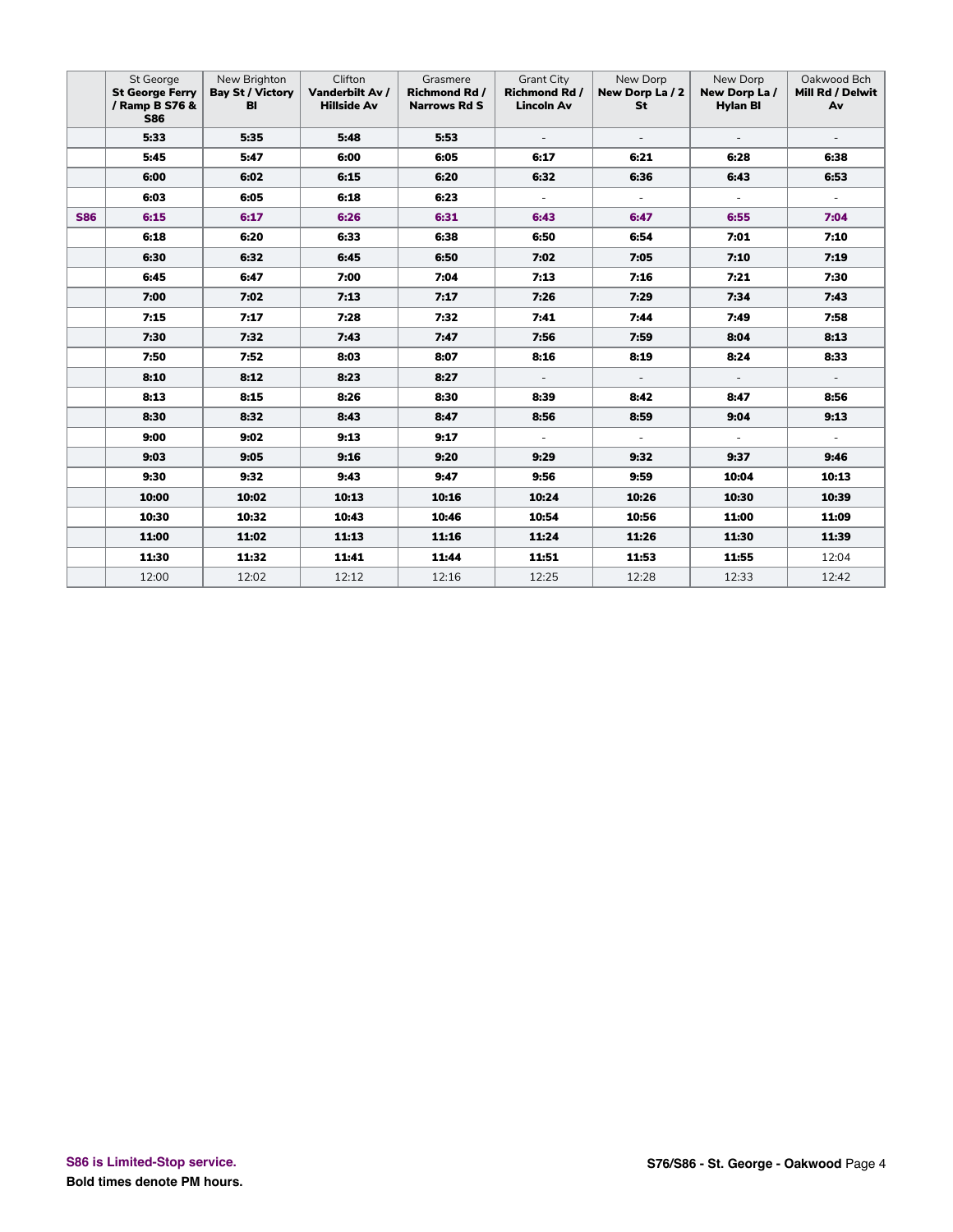| | St George **St George Ferry / Ramp B S76 & S86** | New Brighton **Bay St / Victory Bl** | Clifton **Vanderbilt Av / Hillside Av** | Grasmere **Richmond Rd / Narrows Rd S** | Grant City **Richmond Rd / Lincoln Av** | New Dorp **New Dorp La / 2 St** | New Dorp **New Dorp La / Hylan Bl** | Oakwood Bch **Mill Rd / Delwit Av** |
|---|---|---|---|---|---|---|---|---|
| | **5:33** | **5:35** | **5:48** | **5:53** | - | - | - | - |
| | **5:45** | **5:47** | **6:00** | **6:05** | **6:17** | **6:21** | **6:28** | **6:38** |
| | **6:00** | **6:02** | **6:15** | **6:20** | **6:32** | **6:36** | **6:43** | **6:53** |
| | **6:03** | **6:05** | **6:18** | **6:23** | - | - | - | - |
| **S86** | **6:15** | **6:17** | **6:26** | **6:31** | **6:43** | **6:47** | **6:55** | **7:04** |
| | **6:18** | **6:20** | **6:33** | **6:38** | **6:50** | **6:54** | **7:01** | **7:10** |
| | **6:30** | **6:32** | **6:45** | **6:50** | **7:02** | **7:05** | **7:10** | **7:19** |
| | **6:45** | **6:47** | **7:00** | **7:04** | **7:13** | **7:16** | **7:21** | **7:30** |
| | **7:00** | **7:02** | **7:13** | **7:17** | **7:26** | **7:29** | **7:34** | **7:43** |
| | **7:15** | **7:17** | **7:28** | **7:32** | **7:41** | **7:44** | **7:49** | **7:58** |
| | **7:30** | **7:32** | **7:43** | **7:47** | **7:56** | **7:59** | **8:04** | **8:13** |
| | **7:50** | **7:52** | **8:03** | **8:07** | **8:16** | **8:19** | **8:24** | **8:33** |
| | **8:10** | **8:12** | **8:23** | **8:27** | - | - | - | - |
| | **8:13** | **8:15** | **8:26** | **8:30** | **8:39** | **8:42** | **8:47** | **8:56** |
| | **8:30** | **8:32** | **8:43** | **8:47** | **8:56** | **8:59** | **9:04** | **9:13** |
| | **9:00** | **9:02** | **9:13** | **9:17** | - | - | - | - |
| | **9:03** | **9:05** | **9:16** | **9:20** | **9:29** | **9:32** | **9:37** | **9:46** |
| | **9:30** | **9:32** | **9:43** | **9:47** | **9:56** | **9:59** | **10:04** | **10:13** |
| | **10:00** | **10:02** | **10:13** | **10:16** | **10:24** | **10:26** | **10:30** | **10:39** |
| | **10:30** | **10:32** | **10:43** | **10:46** | **10:54** | **10:56** | **11:00** | **11:09** |
| | **11:00** | **11:02** | **11:13** | **11:16** | **11:24** | **11:26** | **11:30** | **11:39** |
| | **11:30** | **11:32** | **11:41** | **11:44** | **11:51** | **11:53** | **11:55** | 12:04 |
| | 12:00 | 12:02 | 12:12 | 12:16 | 12:25 | 12:28 | 12:33 | 12:42 |

**S86 is Limited-Stop service.**

**Bold times denote PM hours.**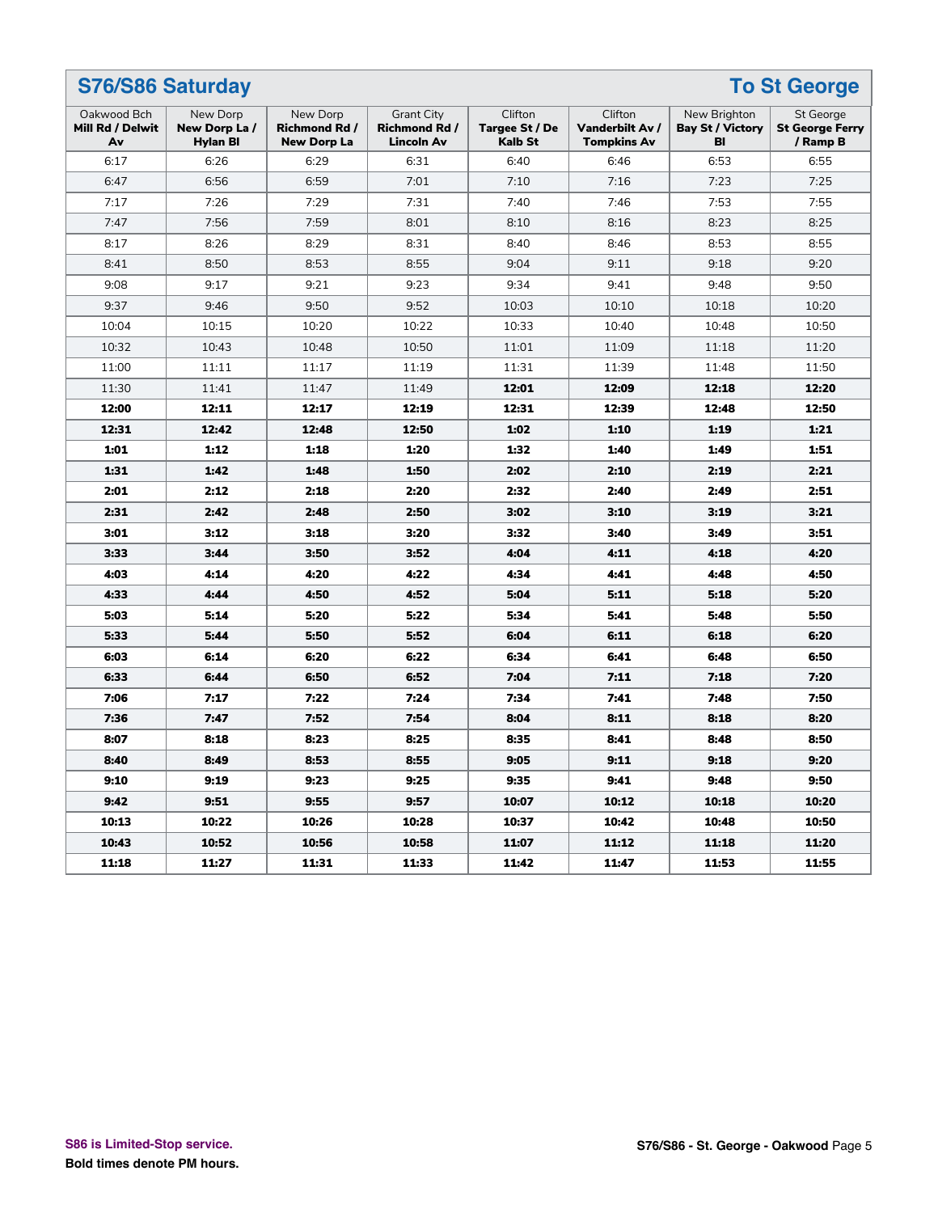## S76/S86 Saturday — To St George

| Oakwood Bch **Mill Rd / Delwit Av** | New Dorp **New Dorp La / Hylan Bl** | New Dorp **Richmond Rd / New Dorp La** | Grant City **Richmond Rd / Lincoln Av** | Clifton **Targee St / De Kalb St** | Clifton **Vanderbilt Av / Tompkins Av** | New Brighton **Bay St / Victory Bl** | St George **St George Ferry / Ramp B** |
|---|---|---|---|---|---|---|---|
| 6:17 | 6:26 | 6:29 | 6:31 | 6:40 | 6:46 | 6:53 | 6:55 |
| 6:47 | 6:56 | 6:59 | 7:01 | 7:10 | 7:16 | 7:23 | 7:25 |
| 7:17 | 7:26 | 7:29 | 7:31 | 7:40 | 7:46 | 7:53 | 7:55 |
| 7:47 | 7:56 | 7:59 | 8:01 | 8:10 | 8:16 | 8:23 | 8:25 |
| 8:17 | 8:26 | 8:29 | 8:31 | 8:40 | 8:46 | 8:53 | 8:55 |
| 8:41 | 8:50 | 8:53 | 8:55 | 9:04 | 9:11 | 9:18 | 9:20 |
| 9:08 | 9:17 | 9:21 | 9:23 | 9:34 | 9:41 | 9:48 | 9:50 |
| 9:37 | 9:46 | 9:50 | 9:52 | 10:03 | 10:10 | 10:18 | 10:20 |
| 10:04 | 10:15 | 10:20 | 10:22 | 10:33 | 10:40 | 10:48 | 10:50 |
| 10:32 | 10:43 | 10:48 | 10:50 | 11:01 | 11:09 | 11:18 | 11:20 |
| 11:00 | 11:11 | 11:17 | 11:19 | 11:31 | 11:39 | 11:48 | 11:50 |
| 11:30 | 11:41 | 11:47 | 11:49 | **12:01** | **12:09** | **12:18** | **12:20** |
| **12:00** | **12:11** | **12:17** | **12:19** | **12:31** | **12:39** | **12:48** | **12:50** |
| **12:31** | **12:42** | **12:48** | **12:50** | **1:02** | **1:10** | **1:19** | **1:21** |
| **1:01** | **1:12** | **1:18** | **1:20** | **1:32** | **1:40** | **1:49** | **1:51** |
| **1:31** | **1:42** | **1:48** | **1:50** | **2:02** | **2:10** | **2:19** | **2:21** |
| **2:01** | **2:12** | **2:18** | **2:20** | **2:32** | **2:40** | **2:49** | **2:51** |
| **2:31** | **2:42** | **2:48** | **2:50** | **3:02** | **3:10** | **3:19** | **3:21** |
| **3:01** | **3:12** | **3:18** | **3:20** | **3:32** | **3:40** | **3:49** | **3:51** |
| **3:33** | **3:44** | **3:50** | **3:52** | **4:04** | **4:11** | **4:18** | **4:20** |
| **4:03** | **4:14** | **4:20** | **4:22** | **4:34** | **4:41** | **4:48** | **4:50** |
| **4:33** | **4:44** | **4:50** | **4:52** | **5:04** | **5:11** | **5:18** | **5:20** |
| **5:03** | **5:14** | **5:20** | **5:22** | **5:34** | **5:41** | **5:48** | **5:50** |
| **5:33** | **5:44** | **5:50** | **5:52** | **6:04** | **6:11** | **6:18** | **6:20** |
| **6:03** | **6:14** | **6:20** | **6:22** | **6:34** | **6:41** | **6:48** | **6:50** |
| **6:33** | **6:44** | **6:50** | **6:52** | **7:04** | **7:11** | **7:18** | **7:20** |
| **7:06** | **7:17** | **7:22** | **7:24** | **7:34** | **7:41** | **7:48** | **7:50** |
| **7:36** | **7:47** | **7:52** | **7:54** | **8:04** | **8:11** | **8:18** | **8:20** |
| **8:07** | **8:18** | **8:23** | **8:25** | **8:35** | **8:41** | **8:48** | **8:50** |
| **8:40** | **8:49** | **8:53** | **8:55** | **9:05** | **9:11** | **9:18** | **9:20** |
| **9:10** | **9:19** | **9:23** | **9:25** | **9:35** | **9:41** | **9:48** | **9:50** |
| **9:42** | **9:51** | **9:55** | **9:57** | **10:07** | **10:12** | **10:18** | **10:20** |
| **10:13** | **10:22** | **10:26** | **10:28** | **10:37** | **10:42** | **10:48** | **10:50** |
| **10:43** | **10:52** | **10:56** | **10:58** | **11:07** | **11:12** | **11:18** | **11:20** |
| **11:18** | **11:27** | **11:31** | **11:33** | **11:42** | **11:47** | **11:53** | **11:55** |

**S86 is Limited-Stop service.**

**Bold times denote PM hours.**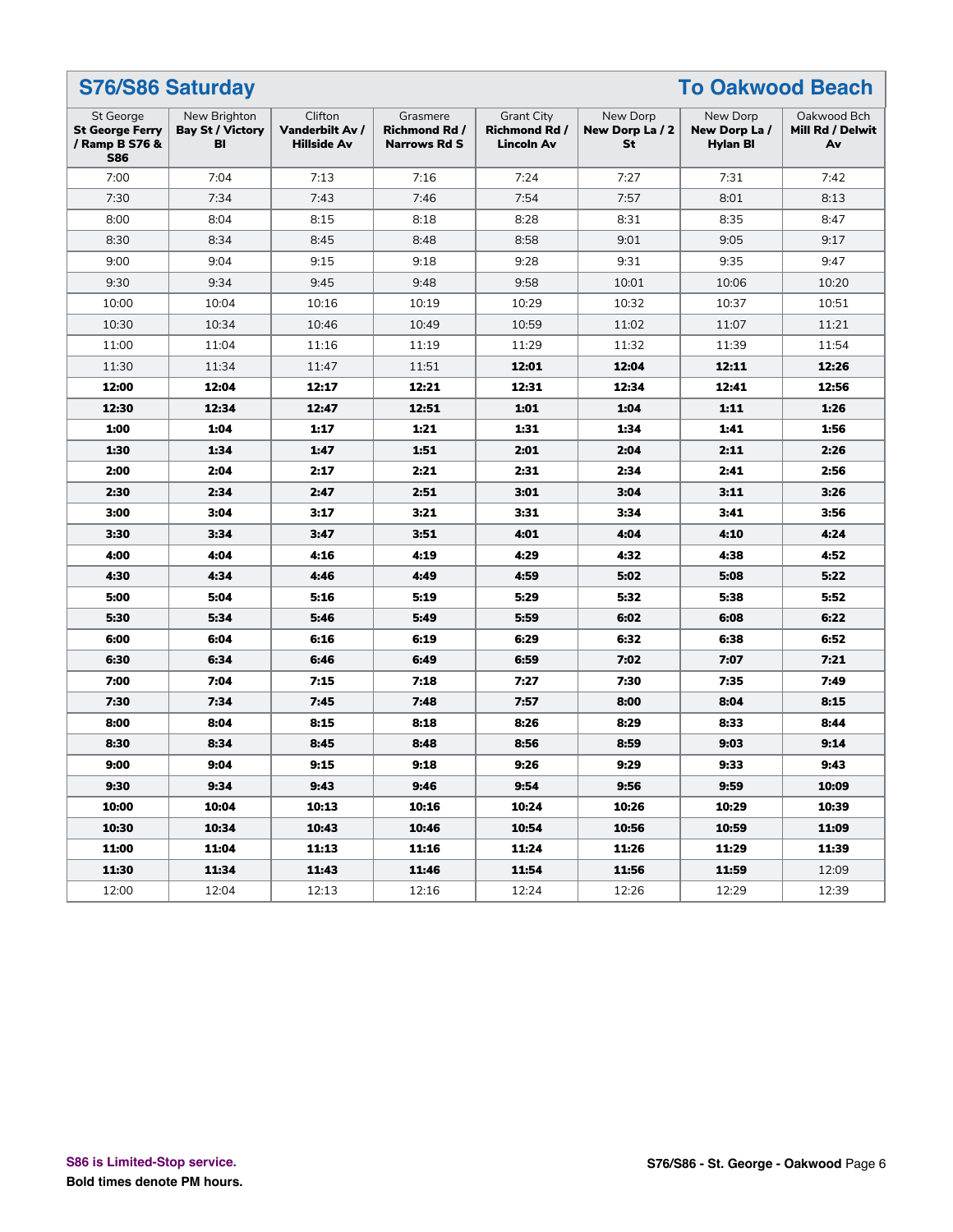## S76/S86 Saturday — To Oakwood Beach

| St George **St George Ferry / Ramp B S76 & S86** | New Brighton **Bay St / Victory Bl** | Clifton **Vanderbilt Av / Hillside Av** | Grasmere **Richmond Rd / Narrows Rd S** | Grant City **Richmond Rd / Lincoln Av** | New Dorp **New Dorp La / 2 St** | New Dorp **New Dorp La / Hylan Bl** | Oakwood Bch **Mill Rd / Delwit Av** |
|---|---|---|---|---|---|---|---|
| 7:00 | 7:04 | 7:13 | 7:16 | 7:24 | 7:27 | 7:31 | 7:42 |
| 7:30 | 7:34 | 7:43 | 7:46 | 7:54 | 7:57 | 8:01 | 8:13 |
| 8:00 | 8:04 | 8:15 | 8:18 | 8:28 | 8:31 | 8:35 | 8:47 |
| 8:30 | 8:34 | 8:45 | 8:48 | 8:58 | 9:01 | 9:05 | 9:17 |
| 9:00 | 9:04 | 9:15 | 9:18 | 9:28 | 9:31 | 9:35 | 9:47 |
| 9:30 | 9:34 | 9:45 | 9:48 | 9:58 | 10:01 | 10:06 | 10:20 |
| 10:00 | 10:04 | 10:16 | 10:19 | 10:29 | 10:32 | 10:37 | 10:51 |
| 10:30 | 10:34 | 10:46 | 10:49 | 10:59 | 11:02 | 11:07 | 11:21 |
| 11:00 | 11:04 | 11:16 | 11:19 | 11:29 | 11:32 | 11:39 | 11:54 |
| 11:30 | 11:34 | 11:47 | 11:51 | **12:01** | **12:04** | **12:11** | **12:26** |
| **12:00** | **12:04** | **12:17** | **12:21** | **12:31** | **12:34** | **12:41** | **12:56** |
| **12:30** | **12:34** | **12:47** | **12:51** | **1:01** | **1:04** | **1:11** | **1:26** |
| **1:00** | **1:04** | **1:17** | **1:21** | **1:31** | **1:34** | **1:41** | **1:56** |
| **1:30** | **1:34** | **1:47** | **1:51** | **2:01** | **2:04** | **2:11** | **2:26** |
| **2:00** | **2:04** | **2:17** | **2:21** | **2:31** | **2:34** | **2:41** | **2:56** |
| **2:30** | **2:34** | **2:47** | **2:51** | **3:01** | **3:04** | **3:11** | **3:26** |
| **3:00** | **3:04** | **3:17** | **3:21** | **3:31** | **3:34** | **3:41** | **3:56** |
| **3:30** | **3:34** | **3:47** | **3:51** | **4:01** | **4:04** | **4:10** | **4:24** |
| **4:00** | **4:04** | **4:16** | **4:19** | **4:29** | **4:32** | **4:38** | **4:52** |
| **4:30** | **4:34** | **4:46** | **4:49** | **4:59** | **5:02** | **5:08** | **5:22** |
| **5:00** | **5:04** | **5:16** | **5:19** | **5:29** | **5:32** | **5:38** | **5:52** |
| **5:30** | **5:34** | **5:46** | **5:49** | **5:59** | **6:02** | **6:08** | **6:22** |
| **6:00** | **6:04** | **6:16** | **6:19** | **6:29** | **6:32** | **6:38** | **6:52** |
| **6:30** | **6:34** | **6:46** | **6:49** | **6:59** | **7:02** | **7:07** | **7:21** |
| **7:00** | **7:04** | **7:15** | **7:18** | **7:27** | **7:30** | **7:35** | **7:49** |
| **7:30** | **7:34** | **7:45** | **7:48** | **7:57** | **8:00** | **8:04** | **8:15** |
| **8:00** | **8:04** | **8:15** | **8:18** | **8:26** | **8:29** | **8:33** | **8:44** |
| **8:30** | **8:34** | **8:45** | **8:48** | **8:56** | **8:59** | **9:03** | **9:14** |
| **9:00** | **9:04** | **9:15** | **9:18** | **9:26** | **9:29** | **9:33** | **9:43** |
| **9:30** | **9:34** | **9:43** | **9:46** | **9:54** | **9:56** | **9:59** | **10:09** |
| **10:00** | **10:04** | **10:13** | **10:16** | **10:24** | **10:26** | **10:29** | **10:39** |
| **10:30** | **10:34** | **10:43** | **10:46** | **10:54** | **10:56** | **10:59** | **11:09** |
| **11:00** | **11:04** | **11:13** | **11:16** | **11:24** | **11:26** | **11:29** | **11:39** |
| **11:30** | **11:34** | **11:43** | **11:46** | **11:54** | **11:56** | **11:59** | 12:09 |
| 12:00 | 12:04 | 12:13 | 12:16 | 12:24 | 12:26 | 12:29 | 12:39 |

**S86 is Limited-Stop service.**

**Bold times denote PM hours.**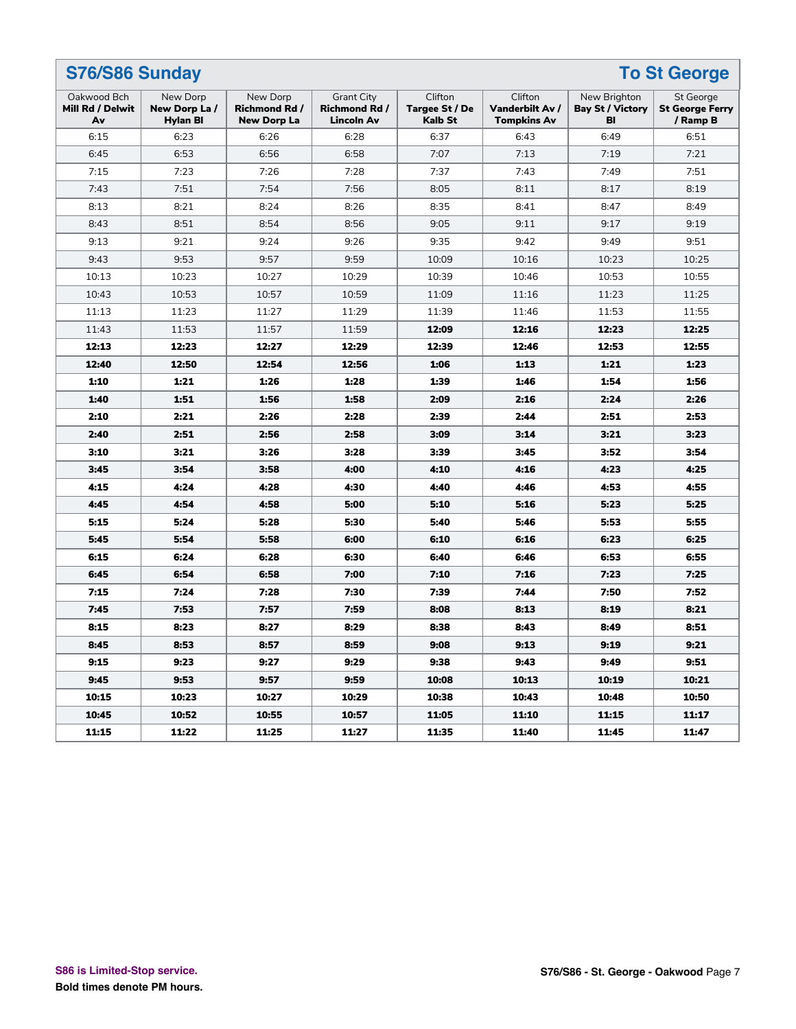## S76/S86 Sunday — To St George

| Oakwood Bch **Mill Rd / Delwit Av** | New Dorp **New Dorp La / Hylan Bl** | New Dorp **Richmond Rd / New Dorp La** | Grant City **Richmond Rd / Lincoln Av** | Clifton **Targee St / De Kalb St** | Clifton **Vanderbilt Av / Tompkins Av** | New Brighton **Bay St / Victory Bl** | St George **St George Ferry / Ramp B** |
|---|---|---|---|---|---|---|---|
| 6:15 | 6:23 | 6:26 | 6:28 | 6:37 | 6:43 | 6:49 | 6:51 |
| 6:45 | 6:53 | 6:56 | 6:58 | 7:07 | 7:13 | 7:19 | 7:21 |
| 7:15 | 7:23 | 7:26 | 7:28 | 7:37 | 7:43 | 7:49 | 7:51 |
| 7:43 | 7:51 | 7:54 | 7:56 | 8:05 | 8:11 | 8:17 | 8:19 |
| 8:13 | 8:21 | 8:24 | 8:26 | 8:35 | 8:41 | 8:47 | 8:49 |
| 8:43 | 8:51 | 8:54 | 8:56 | 9:05 | 9:11 | 9:17 | 9:19 |
| 9:13 | 9:21 | 9:24 | 9:26 | 9:35 | 9:42 | 9:49 | 9:51 |
| 9:43 | 9:53 | 9:57 | 9:59 | 10:09 | 10:16 | 10:23 | 10:25 |
| 10:13 | 10:23 | 10:27 | 10:29 | 10:39 | 10:46 | 10:53 | 10:55 |
| 10:43 | 10:53 | 10:57 | 10:59 | 11:09 | 11:16 | 11:23 | 11:25 |
| 11:13 | 11:23 | 11:27 | 11:29 | 11:39 | 11:46 | 11:53 | 11:55 |
| 11:43 | 11:53 | 11:57 | 11:59 | **12:09** | **12:16** | **12:23** | **12:25** |
| **12:13** | **12:23** | **12:27** | **12:29** | **12:39** | **12:46** | **12:53** | **12:55** |
| **12:40** | **12:50** | **12:54** | **12:56** | **1:06** | **1:13** | **1:21** | **1:23** |
| **1:10** | **1:21** | **1:26** | **1:28** | **1:39** | **1:46** | **1:54** | **1:56** |
| **1:40** | **1:51** | **1:56** | **1:58** | **2:09** | **2:16** | **2:24** | **2:26** |
| **2:10** | **2:21** | **2:26** | **2:28** | **2:39** | **2:44** | **2:51** | **2:53** |
| **2:40** | **2:51** | **2:56** | **2:58** | **3:09** | **3:14** | **3:21** | **3:23** |
| **3:10** | **3:21** | **3:26** | **3:28** | **3:39** | **3:45** | **3:52** | **3:54** |
| **3:45** | **3:54** | **3:58** | **4:00** | **4:10** | **4:16** | **4:23** | **4:25** |
| **4:15** | **4:24** | **4:28** | **4:30** | **4:40** | **4:46** | **4:53** | **4:55** |
| **4:45** | **4:54** | **4:58** | **5:00** | **5:10** | **5:16** | **5:23** | **5:25** |
| **5:15** | **5:24** | **5:28** | **5:30** | **5:40** | **5:46** | **5:53** | **5:55** |
| **5:45** | **5:54** | **5:58** | **6:00** | **6:10** | **6:16** | **6:23** | **6:25** |
| **6:15** | **6:24** | **6:28** | **6:30** | **6:40** | **6:46** | **6:53** | **6:55** |
| **6:45** | **6:54** | **6:58** | **7:00** | **7:10** | **7:16** | **7:23** | **7:25** |
| **7:15** | **7:24** | **7:28** | **7:30** | **7:39** | **7:44** | **7:50** | **7:52** |
| **7:45** | **7:53** | **7:57** | **7:59** | **8:08** | **8:13** | **8:19** | **8:21** |
| **8:15** | **8:23** | **8:27** | **8:29** | **8:38** | **8:43** | **8:49** | **8:51** |
| **8:45** | **8:53** | **8:57** | **8:59** | **9:08** | **9:13** | **9:19** | **9:21** |
| **9:15** | **9:23** | **9:27** | **9:29** | **9:38** | **9:43** | **9:49** | **9:51** |
| **9:45** | **9:53** | **9:57** | **9:59** | **10:08** | **10:13** | **10:19** | **10:21** |
| **10:15** | **10:23** | **10:27** | **10:29** | **10:38** | **10:43** | **10:48** | **10:50** |
| **10:45** | **10:52** | **10:55** | **10:57** | **11:05** | **11:10** | **11:15** | **11:17** |
| **11:15** | **11:22** | **11:25** | **11:27** | **11:35** | **11:40** | **11:45** | **11:47** |

**S86 is Limited-Stop service.**

**Bold times denote PM hours.**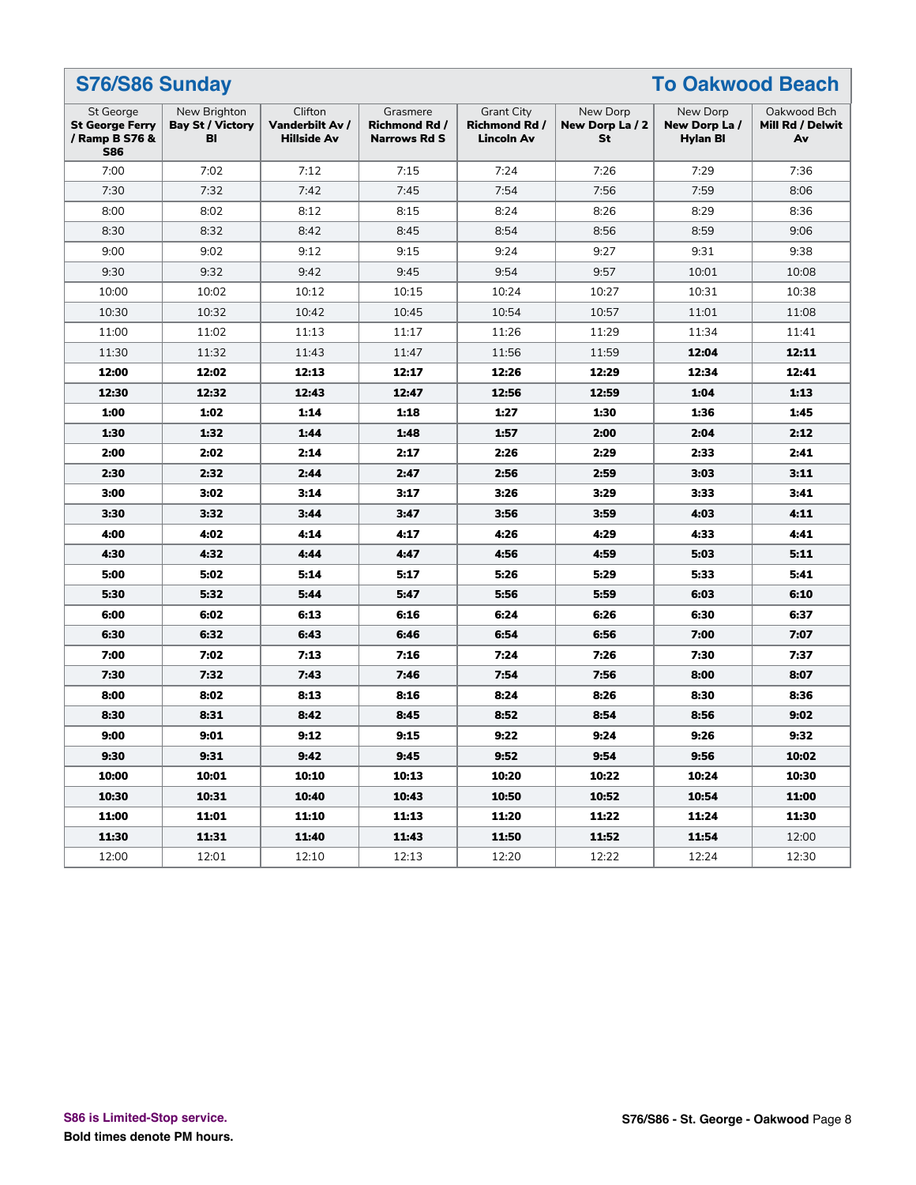## S76/S86 Sunday — To Oakwood Beach

| St George **St George Ferry / Ramp B S76 & S86** | New Brighton **Bay St / Victory Bl** | Clifton **Vanderbilt Av / Hillside Av** | Grasmere **Richmond Rd / Narrows Rd S** | Grant City **Richmond Rd / Lincoln Av** | New Dorp **New Dorp La / 2 St** | New Dorp **New Dorp La / Hylan Bl** | Oakwood Bch **Mill Rd / Delwit Av** |
|---|---|---|---|---|---|---|---|
| 7:00 | 7:02 | 7:12 | 7:15 | 7:24 | 7:26 | 7:29 | 7:36 |
| 7:30 | 7:32 | 7:42 | 7:45 | 7:54 | 7:56 | 7:59 | 8:06 |
| 8:00 | 8:02 | 8:12 | 8:15 | 8:24 | 8:26 | 8:29 | 8:36 |
| 8:30 | 8:32 | 8:42 | 8:45 | 8:54 | 8:56 | 8:59 | 9:06 |
| 9:00 | 9:02 | 9:12 | 9:15 | 9:24 | 9:27 | 9:31 | 9:38 |
| 9:30 | 9:32 | 9:42 | 9:45 | 9:54 | 9:57 | 10:01 | 10:08 |
| 10:00 | 10:02 | 10:12 | 10:15 | 10:24 | 10:27 | 10:31 | 10:38 |
| 10:30 | 10:32 | 10:42 | 10:45 | 10:54 | 10:57 | 11:01 | 11:08 |
| 11:00 | 11:02 | 11:13 | 11:17 | 11:26 | 11:29 | 11:34 | 11:41 |
| 11:30 | 11:32 | 11:43 | 11:47 | 11:56 | 11:59 | **12:04** | **12:11** |
| **12:00** | **12:02** | **12:13** | **12:17** | **12:26** | **12:29** | **12:34** | **12:41** |
| **12:30** | **12:32** | **12:43** | **12:47** | **12:56** | **12:59** | **1:04** | **1:13** |
| **1:00** | **1:02** | **1:14** | **1:18** | **1:27** | **1:30** | **1:36** | **1:45** |
| **1:30** | **1:32** | **1:44** | **1:48** | **1:57** | **2:00** | **2:04** | **2:12** |
| **2:00** | **2:02** | **2:14** | **2:17** | **2:26** | **2:29** | **2:33** | **2:41** |
| **2:30** | **2:32** | **2:44** | **2:47** | **2:56** | **2:59** | **3:03** | **3:11** |
| **3:00** | **3:02** | **3:14** | **3:17** | **3:26** | **3:29** | **3:33** | **3:41** |
| **3:30** | **3:32** | **3:44** | **3:47** | **3:56** | **3:59** | **4:03** | **4:11** |
| **4:00** | **4:02** | **4:14** | **4:17** | **4:26** | **4:29** | **4:33** | **4:41** |
| **4:30** | **4:32** | **4:44** | **4:47** | **4:56** | **4:59** | **5:03** | **5:11** |
| **5:00** | **5:02** | **5:14** | **5:17** | **5:26** | **5:29** | **5:33** | **5:41** |
| **5:30** | **5:32** | **5:44** | **5:47** | **5:56** | **5:59** | **6:03** | **6:10** |
| **6:00** | **6:02** | **6:13** | **6:16** | **6:24** | **6:26** | **6:30** | **6:37** |
| **6:30** | **6:32** | **6:43** | **6:46** | **6:54** | **6:56** | **7:00** | **7:07** |
| **7:00** | **7:02** | **7:13** | **7:16** | **7:24** | **7:26** | **7:30** | **7:37** |
| **7:30** | **7:32** | **7:43** | **7:46** | **7:54** | **7:56** | **8:00** | **8:07** |
| **8:00** | **8:02** | **8:13** | **8:16** | **8:24** | **8:26** | **8:30** | **8:36** |
| **8:30** | **8:31** | **8:42** | **8:45** | **8:52** | **8:54** | **8:56** | **9:02** |
| **9:00** | **9:01** | **9:12** | **9:15** | **9:22** | **9:24** | **9:26** | **9:32** |
| **9:30** | **9:31** | **9:42** | **9:45** | **9:52** | **9:54** | **9:56** | **10:02** |
| **10:00** | **10:01** | **10:10** | **10:13** | **10:20** | **10:22** | **10:24** | **10:30** |
| **10:30** | **10:31** | **10:40** | **10:43** | **10:50** | **10:52** | **10:54** | **11:00** |
| **11:00** | **11:01** | **11:10** | **11:13** | **11:20** | **11:22** | **11:24** | **11:30** |
| **11:30** | **11:31** | **11:40** | **11:43** | **11:50** | **11:52** | **11:54** | 12:00 |
| 12:00 | 12:01 | 12:10 | 12:13 | 12:20 | 12:22 | 12:24 | 12:30 |

**S86 is Limited-Stop service.**

**Bold times denote PM hours.**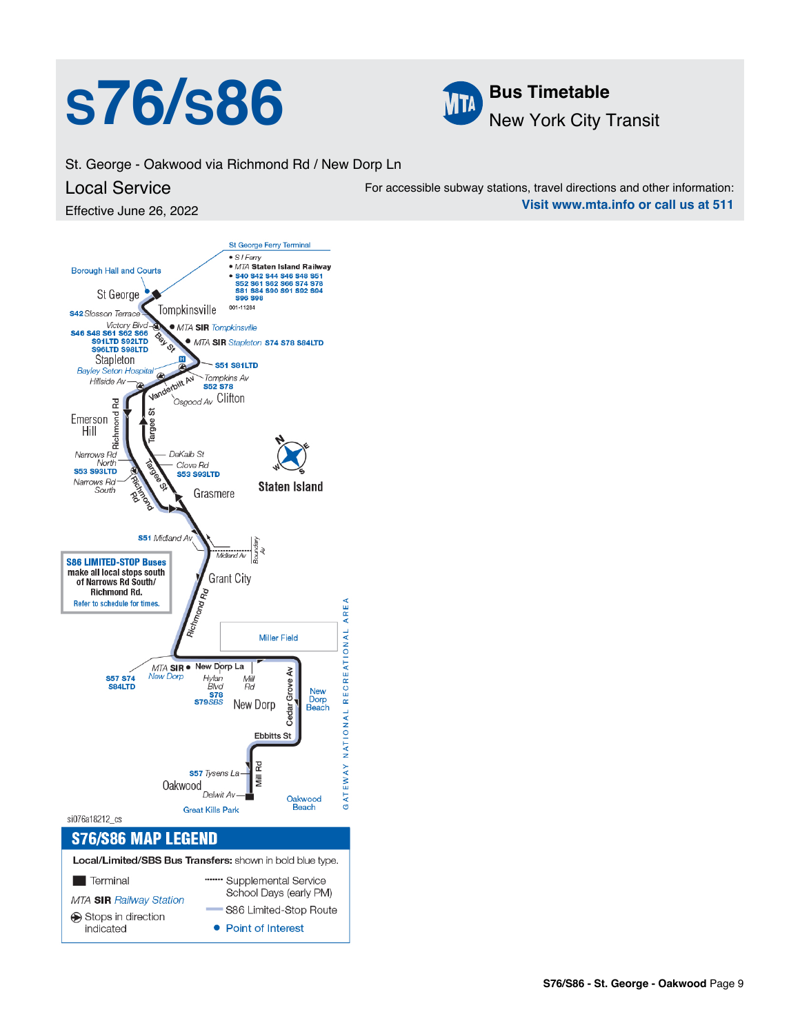# s76/s86

**Bus Timetable**
New York City Transit

St. George - Oakwood via Richmond Rd / New Dorp Ln

## Local Service

Effective June 26, 2022

For accessible subway stations, travel directions and other information:
**Visit www.mta.info or call us at 511**

St George Ferry Terminal
- S I Ferry
- MTA **Staten Island Railway**
- **S40 S42 S44 S46 S48 S51 S52 S61 S62 S66 S74 S78 S81 S84 S90 S91 S92 S94 S96 S98**

Borough Hall and Courts

St George

Tompkinsville

**S42** Slosson Terrace

Victory Blvd

MTA **SIR** Tompkinsville

**S46 S48 S61 S62 S66 S91LTD S92LTD S96LTD S98LTD**

Bay St

MTA **SIR** Stapleton **S74 S78 S84LTD**

Stapleton

Bayley Seton Hospital

**S51 S81LTD**

Hillside Av

Vanderbilt Av

Tompkins Av **S52 S78**

Osgood Av

Clifton

Emerson Hill

Richmond Rd

Targee St

Narrows Rd North **S53 S93LTD**

DeKalb St

Clove Rd **S53 S93LTD**

Narrows Rd South

Grasmere

Staten Island

**S51** Midland Av

Midland Av

Boundary Av

**S86 LIMITED-STOP Buses**
**make all local stops south of Narrows Rd South/ Richmond Rd.**
**Refer to schedule for times.**

Grant City

Miller Field

MTA **SIR** New Dorp **S57 S74 S84LTD**

New Dorp La

Hylan Blvd **S78 S79SBS**

Mill Rd

New Dorp

Cedar Grove Av

New Dorp Beach

Ebbitts St

**S57** Tysens La

Oakwood

Mill Rd

Delwit Av

Great Kills Park

Oakwood Beach

GATEWAY NATIONAL RECREATIONAL AREA

si076a18212_cs

## S76/S86 MAP LEGEND

**Local/Limited/SBS Bus Transfers:** shown in bold blue type.

- Terminal
- MTA **SIR** Railway Station
- Stops in direction indicated
- Supplemental Service School Days (early PM)
- S86 Limited-Stop Route
- Point of Interest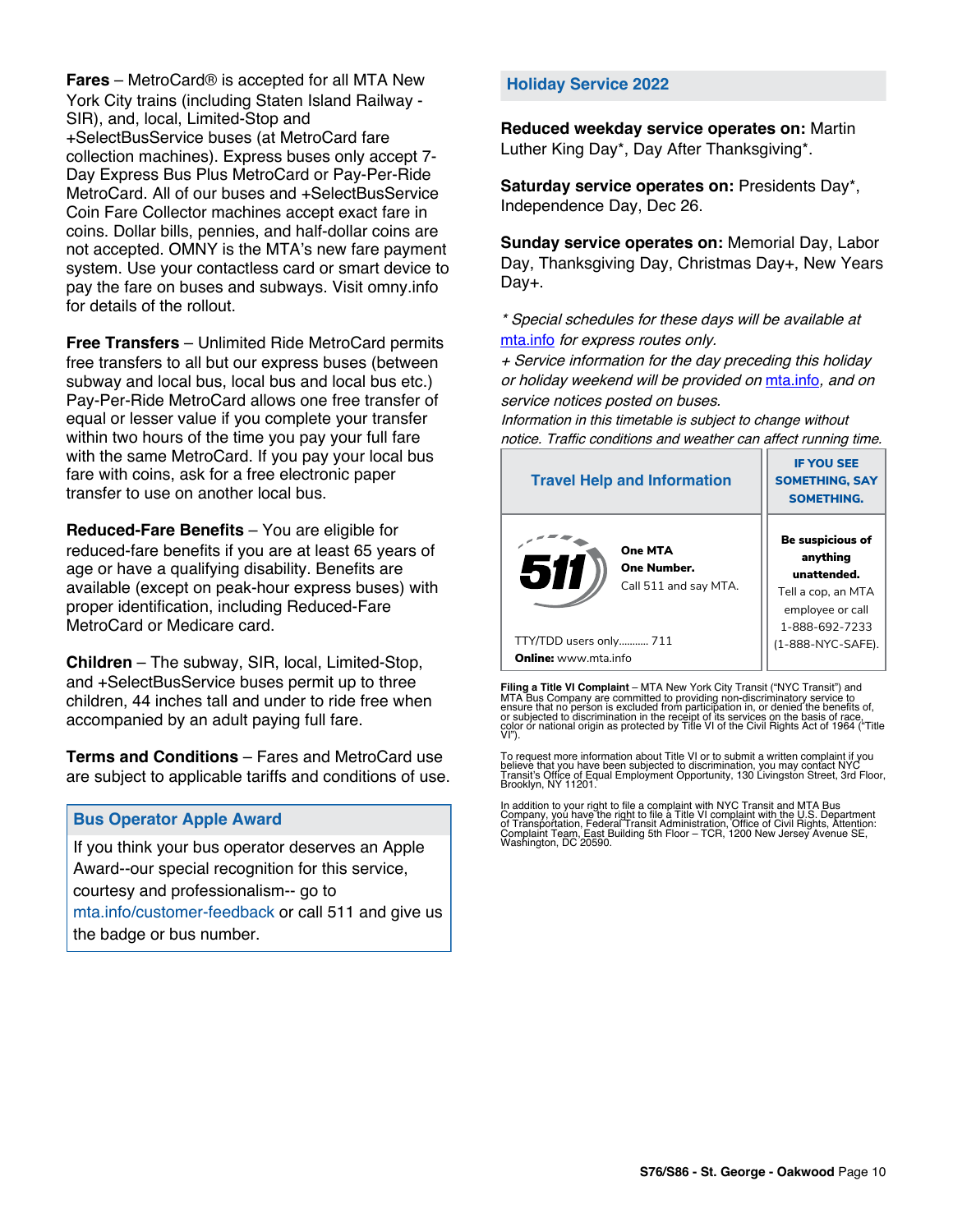**Fares** – MetroCard® is accepted for all MTA New York City trains (including Staten Island Railway - SIR), and, local, Limited-Stop and +SelectBusService buses (at MetroCard fare collection machines). Express buses only accept 7-Day Express Bus Plus MetroCard or Pay-Per-Ride MetroCard. All of our buses and +SelectBusService Coin Fare Collector machines accept exact fare in coins. Dollar bills, pennies, and half-dollar coins are not accepted. OMNY is the MTA's new fare payment system. Use your contactless card or smart device to pay the fare on buses and subways. Visit omny.info for details of the rollout.

**Free Transfers** – Unlimited Ride MetroCard permits free transfers to all but our express buses (between subway and local bus, local bus and local bus etc.) Pay-Per-Ride MetroCard allows one free transfer of equal or lesser value if you complete your transfer within two hours of the time you pay your full fare with the same MetroCard. If you pay your local bus fare with coins, ask for a free electronic paper transfer to use on another local bus.

**Reduced-Fare Benefits** – You are eligible for reduced-fare benefits if you are at least 65 years of age or have a qualifying disability. Benefits are available (except on peak-hour express buses) with proper identification, including Reduced-Fare MetroCard or Medicare card.

**Children** – The subway, SIR, local, Limited-Stop, and +SelectBusService buses permit up to three children, 44 inches tall and under to ride free when accompanied by an adult paying full fare.

**Terms and Conditions** – Fares and MetroCard use are subject to applicable tariffs and conditions of use.

## Bus Operator Apple Award

If you think your bus operator deserves an Apple Award--our special recognition for this service, courtesy and professionalism-- go to mta.info/customer-feedback or call 511 and give us the badge or bus number.

## Holiday Service 2022

**Reduced weekday service operates on:** Martin Luther King Day*, Day After Thanksgiving*.

**Saturday service operates on:** Presidents Day*, Independence Day, Dec 26.

**Sunday service operates on:** Memorial Day, Labor Day, Thanksgiving Day, Christmas Day+, New Years Day+.

*\* Special schedules for these days will be available at mta.info for express routes only.*

*+ Service information for the day preceding this holiday or holiday weekend will be provided on mta.info, and on service notices posted on buses.*

*Information in this timetable is subject to change without notice. Traffic conditions and weather can affect running time.*

| Travel Help and Information | IF YOU SEE SOMETHING, SAY SOMETHING. |
|---|---|
| 511 **One MTA One Number.** Call 511 and say MTA. TTY/TDD users only.......... 711 **Online:** www.mta.info | **Be suspicious of anything unattended.** Tell a cop, an MTA employee or call 1-888-692-7233 (1-888-NYC-SAFE). |

**Filing a Title VI Complaint** – MTA New York City Transit ("NYC Transit") and MTA Bus Company are committed to providing non-discriminatory service to ensure that no person is excluded from participation in, or denied the benefits of, or subjected to discrimination in the receipt of its services on the basis of race, color or national origin as protected by Title VI of the Civil Rights Act of 1964 ("Title VI").

To request more information about Title VI or to submit a written complaint if you believe that you have been subjected to discrimination, you may contact NYC Transit's Office of Equal Employment Opportunity, 130 Livingston Street, 3rd Floor, Brooklyn, NY 11201.

In addition to your right to file a complaint with NYC Transit and MTA Bus Company, you have the right to file a Title VI complaint with the U.S. Department of Transportation, Federal Transit Administration, Office of Civil Rights, Attention: Complaint Team, East Building 5th Floor – TCR, 1200 New Jersey Avenue SE, Washington, DC 20590.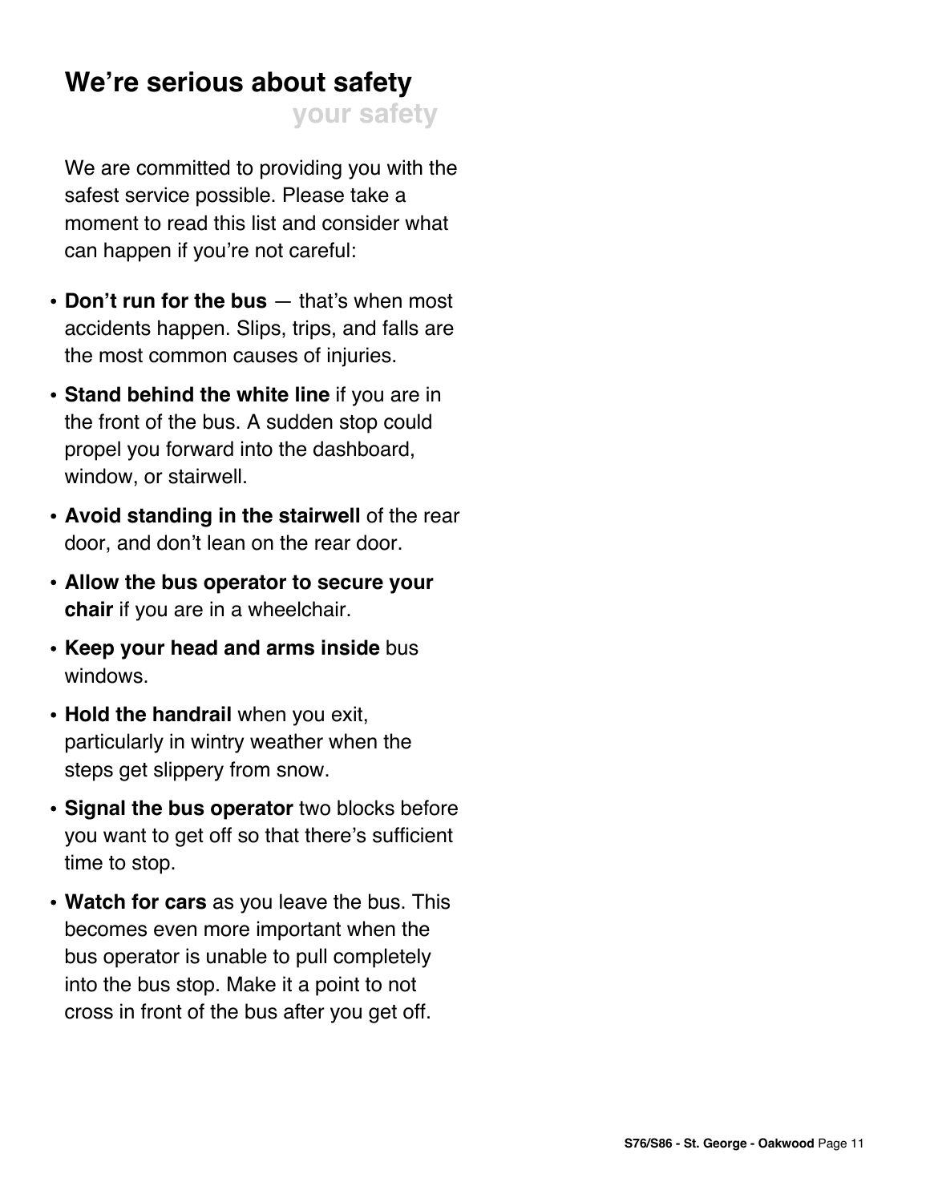## We’re serious about safety

### your safety

We are committed to providing you with the safest service possible. Please take a moment to read this list and consider what can happen if you’re not careful:

- **Don’t run for the bus** — that’s when most accidents happen. Slips, trips, and falls are the most common causes of injuries.
- **Stand behind the white line** if you are in the front of the bus. A sudden stop could propel you forward into the dashboard, window, or stairwell.
- **Avoid standing in the stairwell** of the rear door, and don’t lean on the rear door.
- **Allow the bus operator to secure your chair** if you are in a wheelchair.
- **Keep your head and arms inside** bus windows.
- **Hold the handrail** when you exit, particularly in wintry weather when the steps get slippery from snow.
- **Signal the bus operator** two blocks before you want to get off so that there’s sufficient time to stop.
- **Watch for cars** as you leave the bus. This becomes even more important when the bus operator is unable to pull completely into the bus stop. Make it a point to not cross in front of the bus after you get off.